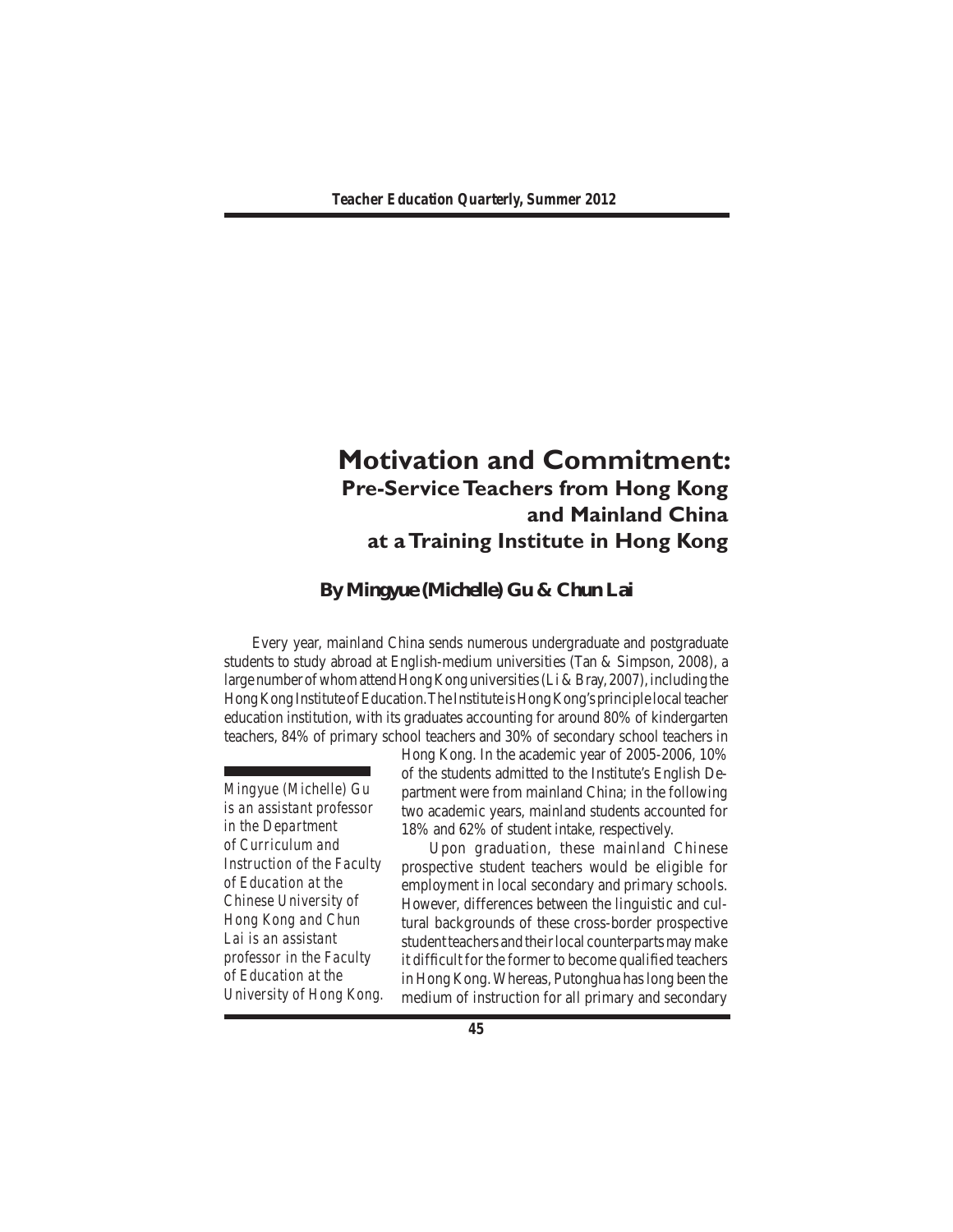# Motivation and Commitment:
## Pre-Service Teachers from Hong Kong and Mainland China at a Training Institute in Hong Kong

**By Mingyue (Michelle) Gu & Chun Lai**

Every year, mainland China sends numerous undergraduate and postgraduate students to study abroad at English-medium universities (Tan & Simpson, 2008), a large number of whom attend Hong Kong universities (Li & Bray, 2007), including the Hong Kong Institute of Education. The Institute is Hong Kong's principle local teacher education institution, with its graduates accounting for around 80% of kindergarten teachers, 84% of primary school teachers and 30% of secondary school teachers in Hong Kong. In the academic year of 2005-2006, 10% of the students admitted to the Institute's English Department were from mainland China; in the following two academic years, mainland students accounted for 18% and 62% of student intake, respectively.

Upon graduation, these mainland Chinese prospective student teachers would be eligible for employment in local secondary and primary schools. However, differences between the linguistic and cultural backgrounds of these cross-border prospective student teachers and their local counterparts may make it difficult for the former to become qualified teachers in Hong Kong. Whereas, Putonghua has long been the medium of instruction for all primary and secondary

*Mingyue (Michelle) Gu is an assistant professor in the Department of Curriculum and Instruction of the Faculty of Education at the Chinese University of Hong Kong and Chun Lai is an assistant professor in the Faculty of Education at the University of Hong Kong.*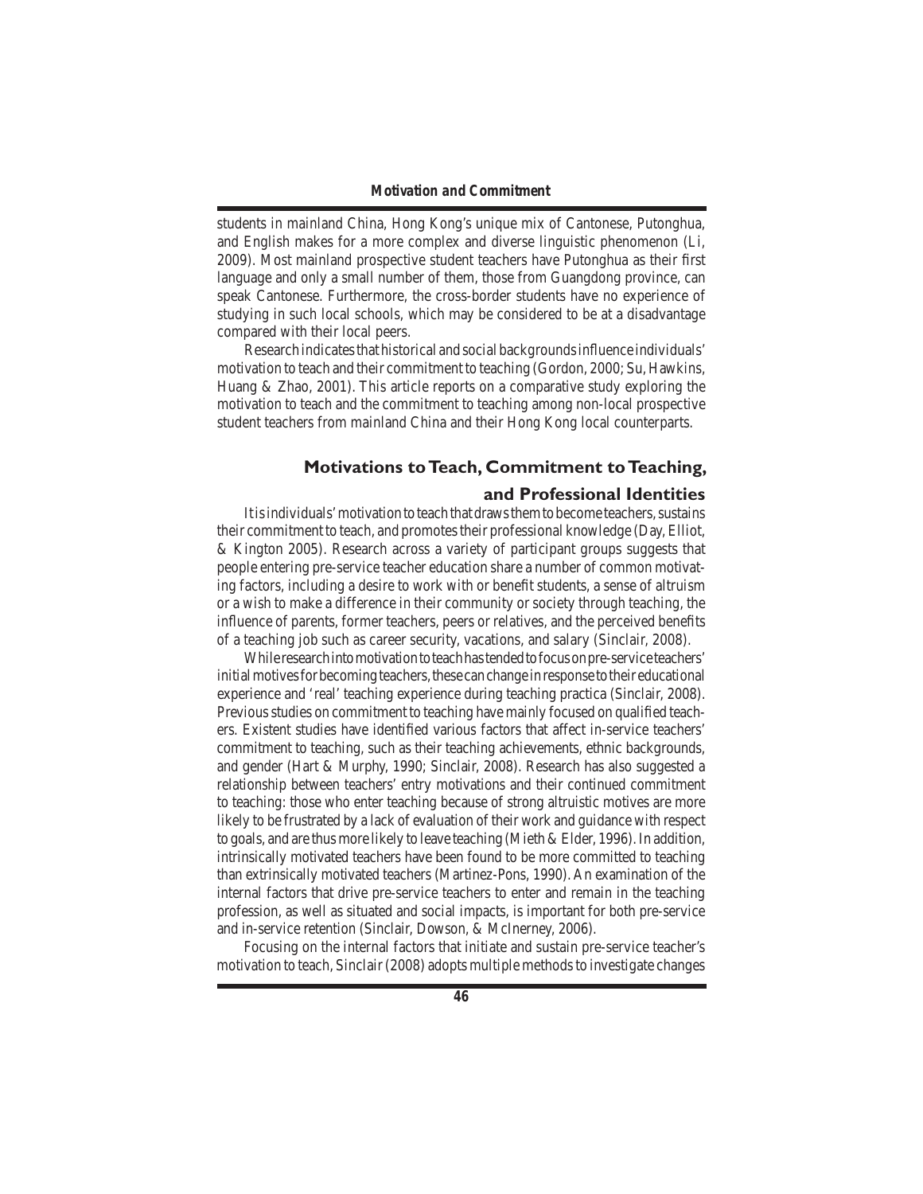students in mainland China, Hong Kong's unique mix of Cantonese, Putonghua, and English makes for a more complex and diverse linguistic phenomenon (Li, 2009). Most mainland prospective student teachers have Putonghua as their first language and only a small number of them, those from Guangdong province, can speak Cantonese. Furthermore, the cross-border students have no experience of studying in such local schools, which may be considered to be at a disadvantage compared with their local peers.

Research indicates that historical and social backgrounds influence individuals' motivation to teach and their commitment to teaching (Gordon, 2000; Su, Hawkins, Huang & Zhao, 2001). This article reports on a comparative study exploring the motivation to teach and the commitment to teaching among non-local prospective student teachers from mainland China and their Hong Kong local counterparts.

## Motivations to Teach, Commitment to Teaching, and Professional Identities

It is individuals' motivation to teach that draws them to become teachers, sustains their commitment to teach, and promotes their professional knowledge (Day, Elliot, & Kington 2005). Research across a variety of participant groups suggests that people entering pre-service teacher education share a number of common motivating factors, including a desire to work with or benefit students, a sense of altruism or a wish to make a difference in their community or society through teaching, the influence of parents, former teachers, peers or relatives, and the perceived benefits of a teaching job such as career security, vacations, and salary (Sinclair, 2008).

While research into motivation to teach has tended to focus on pre-service teachers' initial motives for becoming teachers, these can change in response to their educational experience and 'real' teaching experience during teaching practica (Sinclair, 2008). Previous studies on commitment to teaching have mainly focused on qualified teachers. Existent studies have identified various factors that affect in-service teachers' commitment to teaching, such as their teaching achievements, ethnic backgrounds, and gender (Hart & Murphy, 1990; Sinclair, 2008). Research has also suggested a relationship between teachers' entry motivations and their continued commitment to teaching: those who enter teaching because of strong altruistic motives are more likely to be frustrated by a lack of evaluation of their work and guidance with respect to goals, and are thus more likely to leave teaching (Mieth & Elder, 1996). In addition, intrinsically motivated teachers have been found to be more committed to teaching than extrinsically motivated teachers (Martinez-Pons, 1990). An examination of the internal factors that drive pre-service teachers to enter and remain in the teaching profession, as well as situated and social impacts, is important for both pre-service and in-service retention (Sinclair, Dowson, & McInerney, 2006).

Focusing on the internal factors that initiate and sustain pre-service teacher's motivation to teach, Sinclair (2008) adopts multiple methods to investigate changes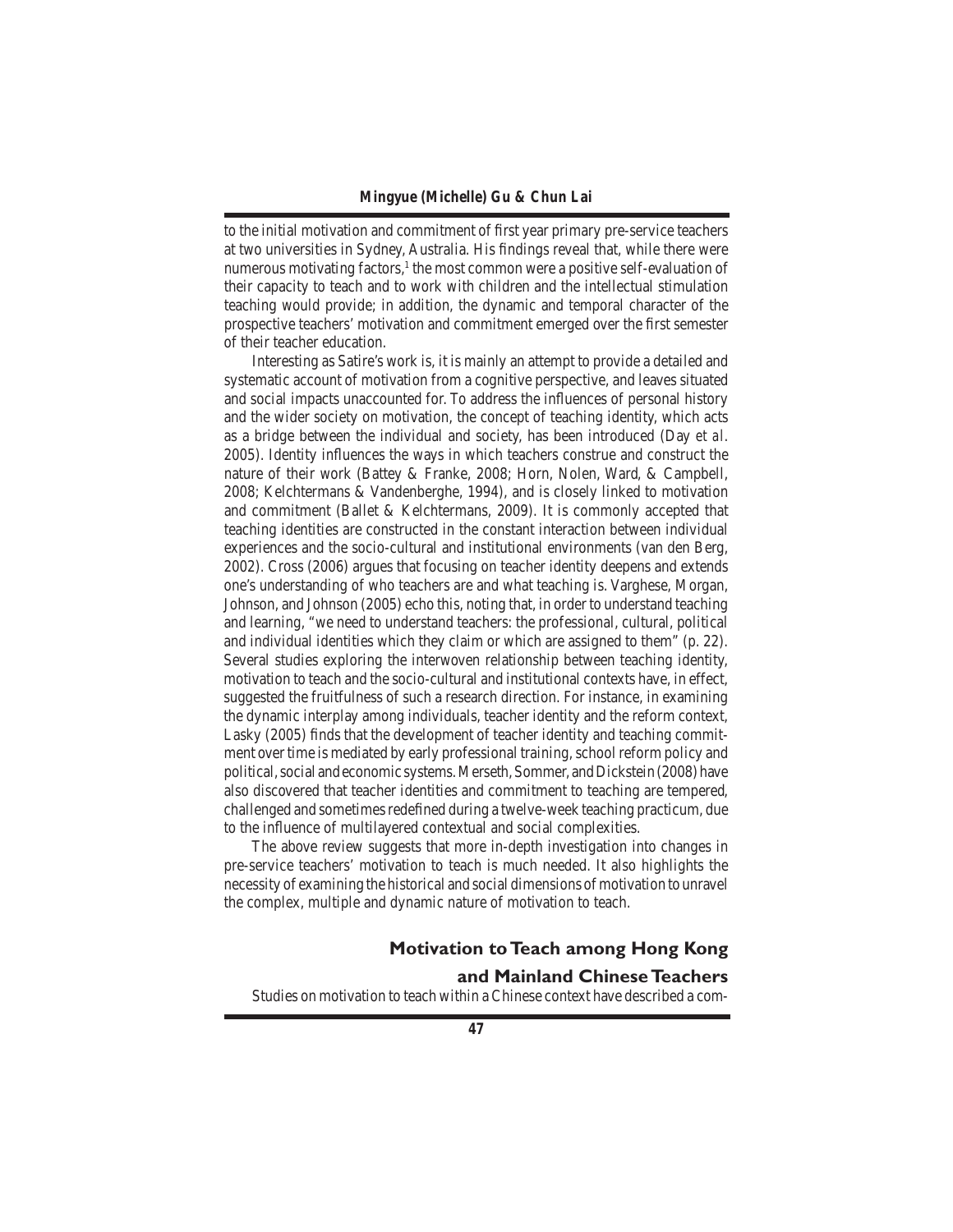to the initial motivation and commitment of first year primary pre-service teachers at two universities in Sydney, Australia. His findings reveal that, while there were numerous motivating factors,[1] the most common were a positive self-evaluation of their capacity to teach and to work with children and the intellectual stimulation teaching would provide; in addition, the dynamic and temporal character of the prospective teachers' motivation and commitment emerged over the first semester of their teacher education.

Interesting as Satire's work is, it is mainly an attempt to provide a detailed and systematic account of motivation from a cognitive perspective, and leaves situated and social impacts unaccounted for. To address the influences of personal history and the wider society on motivation, the concept of teaching identity, which acts as a bridge between the individual and society, has been introduced (Day *et al*. 2005). Identity influences the ways in which teachers construe and construct the nature of their work (Battey & Franke, 2008; Horn, Nolen, Ward, & Campbell, 2008; Kelchtermans & Vandenberghe, 1994), and is closely linked to motivation and commitment (Ballet & Kelchtermans, 2009). It is commonly accepted that teaching identities are constructed in the constant interaction between individual experiences and the socio-cultural and institutional environments (van den Berg, 2002). Cross (2006) argues that focusing on teacher identity deepens and extends one's understanding of who teachers are and what teaching is. Varghese, Morgan, Johnson, and Johnson (2005) echo this, noting that, in order to understand teaching and learning, "we need to understand teachers: the professional, cultural, political and individual identities which they claim or which are assigned to them" (p. 22). Several studies exploring the interwoven relationship between teaching identity, motivation to teach and the socio-cultural and institutional contexts have, in effect, suggested the fruitfulness of such a research direction. For instance, in examining the dynamic interplay among individuals, teacher identity and the reform context, Lasky (2005) finds that the development of teacher identity and teaching commitment over time is mediated by early professional training, school reform policy and political, social and economic systems. Merseth, Sommer, and Dickstein (2008) have also discovered that teacher identities and commitment to teaching are tempered, challenged and sometimes redefined during a twelve-week teaching practicum, due to the influence of multilayered contextual and social complexities.

The above review suggests that more in-depth investigation into changes in pre-service teachers' motivation to teach is much needed. It also highlights the necessity of examining the historical and social dimensions of motivation to unravel the complex, multiple and dynamic nature of motivation to teach.

## Motivation to Teach among Hong Kong and Mainland Chinese Teachers

Studies on motivation to teach within a Chinese context have described a com-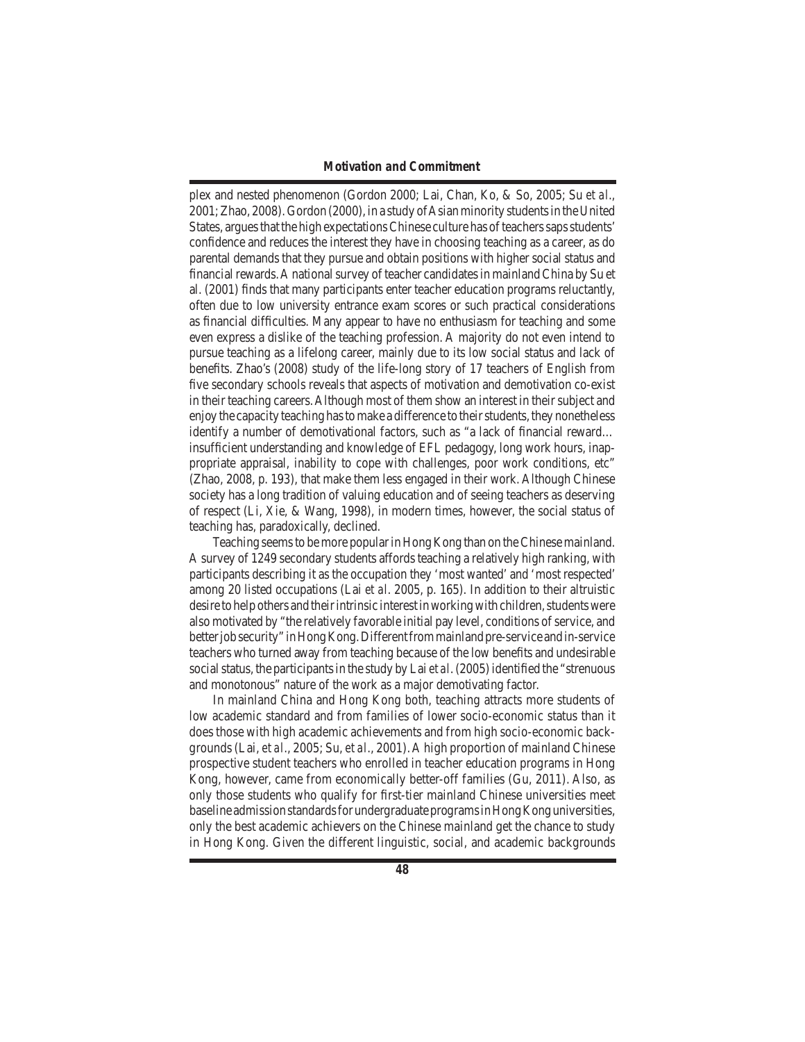plex and nested phenomenon (Gordon 2000; Lai, Chan, Ko, & So, 2005; Su *et al*., 2001; Zhao, 2008). Gordon (2000), in a study of Asian minority students in the United States, argues that the high expectations Chinese culture has of teachers saps students' confidence and reduces the interest they have in choosing teaching as a career, as do parental demands that they pursue and obtain positions with higher social status and financial rewards. A national survey of teacher candidates in mainland China by Su et al. (2001) finds that many participants enter teacher education programs reluctantly, often due to low university entrance exam scores or such practical considerations as financial difficulties. Many appear to have no enthusiasm for teaching and some even express a dislike of the teaching profession. A majority do not even intend to pursue teaching as a lifelong career, mainly due to its low social status and lack of benefits. Zhao's (2008) study of the life-long story of 17 teachers of English from five secondary schools reveals that aspects of motivation and demotivation co-exist in their teaching careers. Although most of them show an interest in their subject and enjoy the capacity teaching has to make a difference to their students, they nonetheless identify a number of demotivational factors, such as "a lack of financial reward… insufficient understanding and knowledge of EFL pedagogy, long work hours, inappropriate appraisal, inability to cope with challenges, poor work conditions, etc" (Zhao, 2008, p. 193), that make them less engaged in their work. Although Chinese society has a long tradition of valuing education and of seeing teachers as deserving of respect (Li, Xie, & Wang, 1998), in modern times, however, the social status of teaching has, paradoxically, declined.

Teaching seems to be more popular in Hong Kong than on the Chinese mainland. A survey of 1249 secondary students affords teaching a relatively high ranking, with participants describing it as the occupation they 'most wanted' and 'most respected' among 20 listed occupations (Lai *et al*. 2005, p. 165). In addition to their altruistic desire to help others and their intrinsic interest in working with children, students were also motivated by "the relatively favorable initial pay level, conditions of service, and better job security" in Hong Kong. Different from mainland pre-service and in-service teachers who turned away from teaching because of the low benefits and undesirable social status, the participants in the study by Lai *et al*. (2005) identified the "strenuous and monotonous" nature of the work as a major demotivating factor.

In mainland China and Hong Kong both, teaching attracts more students of low academic standard and from families of lower socio-economic status than it does those with high academic achievements and from high socio-economic backgrounds (Lai, *et al*., 2005; Su, *et al*., 2001). A high proportion of mainland Chinese prospective student teachers who enrolled in teacher education programs in Hong Kong, however, came from economically better-off families (Gu, 2011). Also, as only those students who qualify for first-tier mainland Chinese universities meet baseline admission standards for undergraduate programs in Hong Kong universities, only the best academic achievers on the Chinese mainland get the chance to study in Hong Kong. Given the different linguistic, social, and academic backgrounds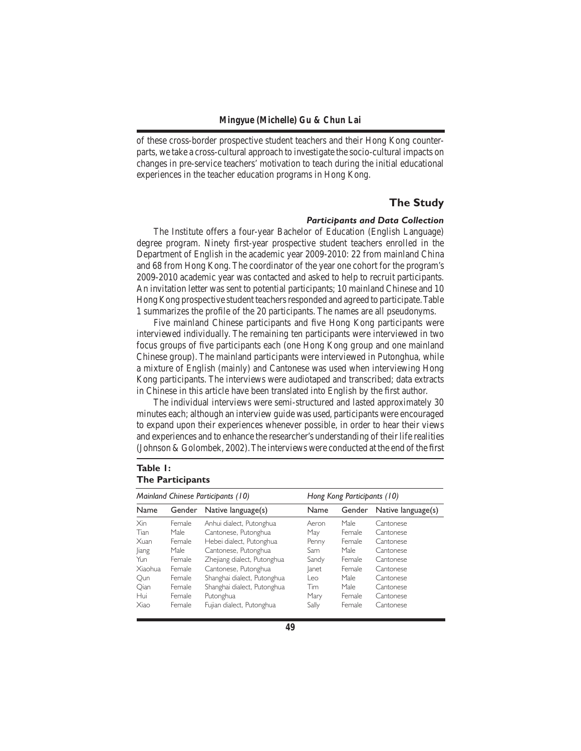of these cross-border prospective student teachers and their Hong Kong counterparts, we take a cross-cultural approach to investigate the socio-cultural impacts on changes in pre-service teachers' motivation to teach during the initial educational experiences in the teacher education programs in Hong Kong.

## The Study

### *Participants and Data Collection*

The Institute offers a four-year Bachelor of Education (English Language) degree program. Ninety first-year prospective student teachers enrolled in the Department of English in the academic year 2009-2010: 22 from mainland China and 68 from Hong Kong. The coordinator of the year one cohort for the program's 2009-2010 academic year was contacted and asked to help to recruit participants. An invitation letter was sent to potential participants; 10 mainland Chinese and 10 Hong Kong prospective student teachers responded and agreed to participate. Table 1 summarizes the profile of the 20 participants. The names are all pseudonyms.

Five mainland Chinese participants and five Hong Kong participants were interviewed individually. The remaining ten participants were interviewed in two focus groups of five participants each (one Hong Kong group and one mainland Chinese group). The mainland participants were interviewed in Putonghua, while a mixture of English (mainly) and Cantonese was used when interviewing Hong Kong participants. The interviews were audiotaped and transcribed; data extracts in Chinese in this article have been translated into English by the first author.

The individual interviews were semi-structured and lasted approximately 30 minutes each; although an interview guide was used, participants were encouraged to expand upon their experiences whenever possible, in order to hear their views and experiences and to enhance the researcher's understanding of their life realities (Johnson & Golombek, 2002). The interviews were conducted at the end of the first

**Table 1:**
**The Participants**

| *Mainland Chinese Participants (10)* | | | *Hong Kong Participants (10)* | | |
|---|---|---|---|---|---|
| Name | Gender | Native language(s) | Name | Gender | Native language(s) |
| Xin | Female | Anhui dialect, Putonghua | Aeron | Male | Cantonese |
| Tian | Male | Cantonese, Putonghua | May | Female | Cantonese |
| Xuan | Female | Hebei dialect, Putonghua | Penny | Female | Cantonese |
| Jiang | Male | Cantonese, Putonghua | Sam | Male | Cantonese |
| Yun | Female | Zhejiang dialect, Putonghua | Sandy | Female | Cantonese |
| Xiaohua | Female | Cantonese, Putonghua | Janet | Female | Cantonese |
| Qun | Female | Shanghai dialect, Putonghua | Leo | Male | Cantonese |
| Qian | Female | Shanghai dialect, Putonghua | Tim | Male | Cantonese |
| Hui | Female | Putonghua | Mary | Female | Cantonese |
| Xiao | Female | Fujian dialect, Putonghua | Sally | Female | Cantonese |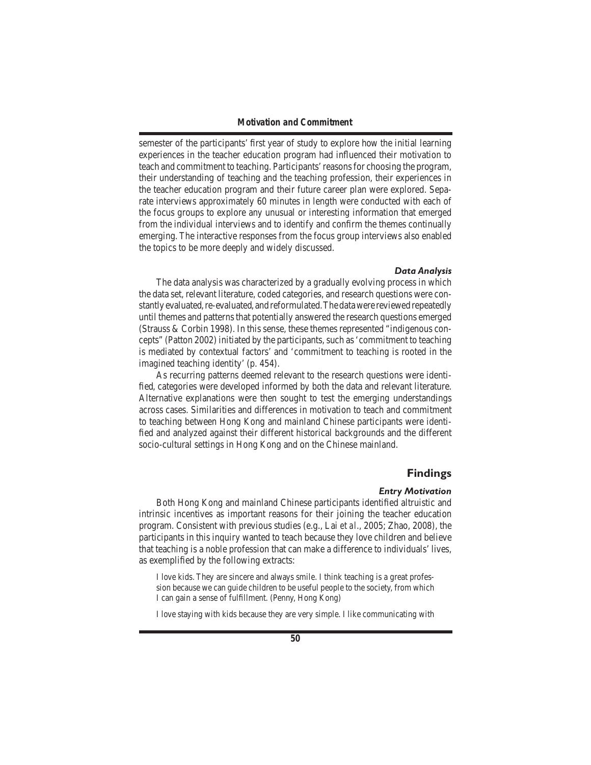semester of the participants' first year of study to explore how the initial learning experiences in the teacher education program had influenced their motivation to teach and commitment to teaching. Participants' reasons for choosing the program, their understanding of teaching and the teaching profession, their experiences in the teacher education program and their future career plan were explored. Separate interviews approximately 60 minutes in length were conducted with each of the focus groups to explore any unusual or interesting information that emerged from the individual interviews and to identify and confirm the themes continually emerging. The interactive responses from the focus group interviews also enabled the topics to be more deeply and widely discussed.

### *Data Analysis*

The data analysis was characterized by a gradually evolving process in which the data set, relevant literature, coded categories, and research questions were constantly evaluated, re-evaluated, and reformulated. The data were reviewed repeatedly until themes and patterns that potentially answered the research questions emerged (Strauss & Corbin 1998). In this sense, these themes represented "indigenous concepts" (Patton 2002) initiated by the participants, such as 'commitment to teaching is mediated by contextual factors' and 'commitment to teaching is rooted in the imagined teaching identity' (p. 454).

As recurring patterns deemed relevant to the research questions were identified, categories were developed informed by both the data and relevant literature. Alternative explanations were then sought to test the emerging understandings across cases. Similarities and differences in motivation to teach and commitment to teaching between Hong Kong and mainland Chinese participants were identified and analyzed against their different historical backgrounds and the different socio-cultural settings in Hong Kong and on the Chinese mainland.

## Findings

### *Entry Motivation*

Both Hong Kong and mainland Chinese participants identified altruistic and intrinsic incentives as important reasons for their joining the teacher education program. Consistent with previous studies (e.g., Lai et al., 2005; Zhao, 2008), the participants in this inquiry wanted to teach because they love children and believe that teaching is a noble profession that can make a difference to individuals' lives, as exemplified by the following extracts:

> I love kids. They are sincere and always smile. I think teaching is a great profession because we can guide children to be useful people to the society, from which I can gain a sense of fulfillment. (Penny, Hong Kong)

> I love staying with kids because they are very simple. I like communicating with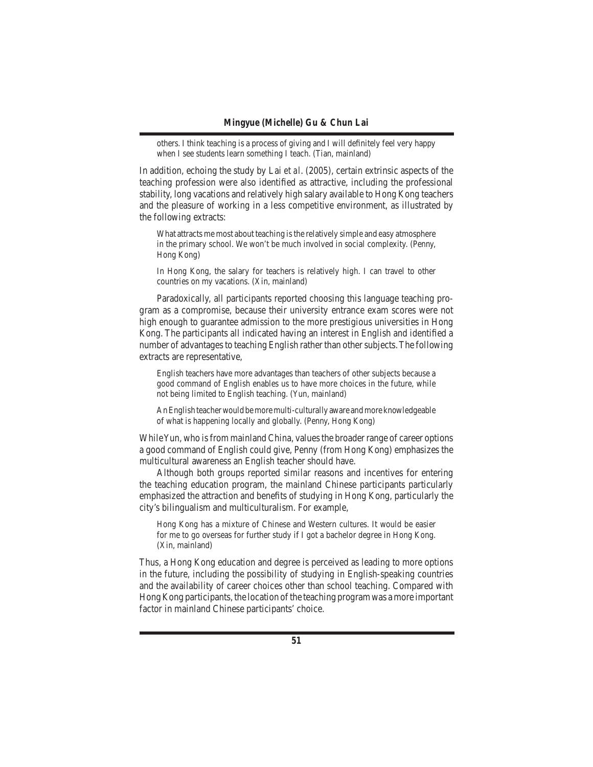> others. I think teaching is a process of giving and I will definitely feel very happy when I see students learn something I teach. (Tian, mainland)

In addition, echoing the study by Lai *et al.* (2005), certain extrinsic aspects of the teaching profession were also identified as attractive, including the professional stability, long vacations and relatively high salary available to Hong Kong teachers and the pleasure of working in a less competitive environment, as illustrated by the following extracts:

> What attracts me most about teaching is the relatively simple and easy atmosphere in the primary school. We won't be much involved in social complexity. (Penny, Hong Kong)

> In Hong Kong, the salary for teachers is relatively high. I can travel to other countries on my vacations. (Xin, mainland)

Paradoxically, all participants reported choosing this language teaching program as a compromise, because their university entrance exam scores were not high enough to guarantee admission to the more prestigious universities in Hong Kong. The participants all indicated having an interest in English and identified a number of advantages to teaching English rather than other subjects. The following extracts are representative,

> English teachers have more advantages than teachers of other subjects because a good command of English enables us to have more choices in the future, while not being limited to English teaching. (Yun, mainland)

> An English teacher would be more multi-culturally aware and more knowledgeable of what is happening locally and globally. (Penny, Hong Kong)

While Yun, who is from mainland China, values the broader range of career options a good command of English could give, Penny (from Hong Kong) emphasizes the multicultural awareness an English teacher should have.

Although both groups reported similar reasons and incentives for entering the teaching education program, the mainland Chinese participants particularly emphasized the attraction and benefits of studying in Hong Kong, particularly the city's bilingualism and multiculturalism. For example,

> Hong Kong has a mixture of Chinese and Western cultures. It would be easier for me to go overseas for further study if I got a bachelor degree in Hong Kong. (Xin, mainland)

Thus, a Hong Kong education and degree is perceived as leading to more options in the future, including the possibility of studying in English-speaking countries and the availability of career choices other than school teaching. Compared with Hong Kong participants, the location of the teaching program was a more important factor in mainland Chinese participants' choice.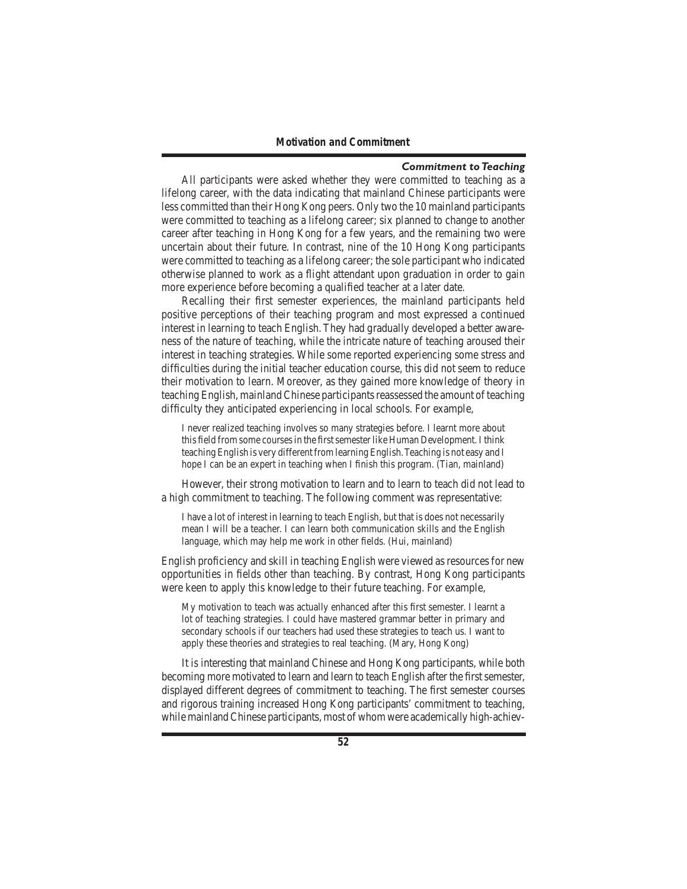### Commitment to Teaching

All participants were asked whether they were committed to teaching as a lifelong career, with the data indicating that mainland Chinese participants were less committed than their Hong Kong peers. Only two the 10 mainland participants were committed to teaching as a lifelong career; six planned to change to another career after teaching in Hong Kong for a few years, and the remaining two were uncertain about their future. In contrast, nine of the 10 Hong Kong participants were committed to teaching as a lifelong career; the sole participant who indicated otherwise planned to work as a flight attendant upon graduation in order to gain more experience before becoming a qualified teacher at a later date.

Recalling their first semester experiences, the mainland participants held positive perceptions of their teaching program and most expressed a continued interest in learning to teach English. They had gradually developed a better awareness of the nature of teaching, while the intricate nature of teaching aroused their interest in teaching strategies. While some reported experiencing some stress and difficulties during the initial teacher education course, this did not seem to reduce their motivation to learn. Moreover, as they gained more knowledge of theory in teaching English, mainland Chinese participants reassessed the amount of teaching difficulty they anticipated experiencing in local schools. For example,

> I never realized teaching involves so many strategies before. I learnt more about this field from some courses in the first semester like Human Development. I think teaching English is very different from learning English. Teaching is not easy and I hope I can be an expert in teaching when I finish this program. (Tian, mainland)

However, their strong motivation to learn and to learn to teach did not lead to a high commitment to teaching. The following comment was representative:

> I have a lot of interest in learning to teach English, but that is does not necessarily mean I will be a teacher. I can learn both communication skills and the English language, which may help me work in other fields. (Hui, mainland)

English proficiency and skill in teaching English were viewed as resources for new opportunities in fields other than teaching. By contrast, Hong Kong participants were keen to apply this knowledge to their future teaching. For example,

> My motivation to teach was actually enhanced after this first semester. I learnt a lot of teaching strategies. I could have mastered grammar better in primary and secondary schools if our teachers had used these strategies to teach us. I want to apply these theories and strategies to real teaching. (Mary, Hong Kong)

It is interesting that mainland Chinese and Hong Kong participants, while both becoming more motivated to learn and learn to teach English after the first semester, displayed different degrees of commitment to teaching. The first semester courses and rigorous training increased Hong Kong participants' commitment to teaching, while mainland Chinese participants, most of whom were academically high-achiev-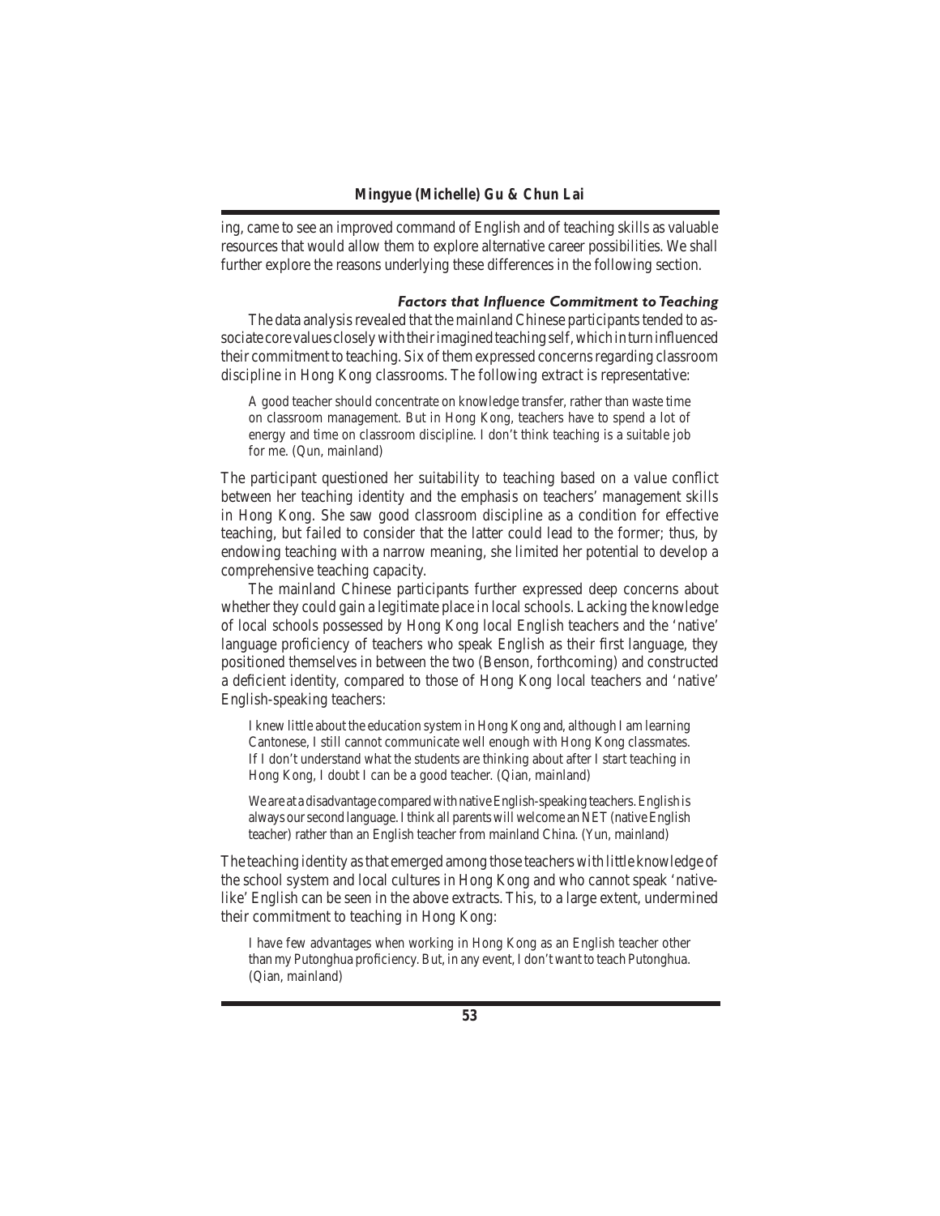ing, came to see an improved command of English and of teaching skills as valuable resources that would allow them to explore alternative career possibilities. We shall further explore the reasons underlying these differences in the following section.

### *Factors that Influence Commitment to Teaching*

The data analysis revealed that the mainland Chinese participants tended to associate core values closely with their imagined teaching self, which in turn influenced their commitment to teaching. Six of them expressed concerns regarding classroom discipline in Hong Kong classrooms. The following extract is representative:

> A good teacher should concentrate on knowledge transfer, rather than waste time on classroom management. But in Hong Kong, teachers have to spend a lot of energy and time on classroom discipline. I don't think teaching is a suitable job for me. (Qun, mainland)

The participant questioned her suitability to teaching based on a value conflict between her teaching identity and the emphasis on teachers' management skills in Hong Kong. She saw good classroom discipline as a condition for effective teaching, but failed to consider that the latter could lead to the former; thus, by endowing teaching with a narrow meaning, she limited her potential to develop a comprehensive teaching capacity.

The mainland Chinese participants further expressed deep concerns about whether they could gain a legitimate place in local schools. Lacking the knowledge of local schools possessed by Hong Kong local English teachers and the 'native' language proficiency of teachers who speak English as their first language, they positioned themselves in between the two (Benson, forthcoming) and constructed a deficient identity, compared to those of Hong Kong local teachers and 'native' English-speaking teachers:

> I knew little about the education system in Hong Kong and, although I am learning Cantonese, I still cannot communicate well enough with Hong Kong classmates. If I don't understand what the students are thinking about after I start teaching in Hong Kong, I doubt I can be a good teacher. (Qian, mainland)

> We are at a disadvantage compared with native English-speaking teachers. English is always our second language. I think all parents will welcome an NET (native English teacher) rather than an English teacher from mainland China. (Yun, mainland)

The teaching identity as that emerged among those teachers with little knowledge of the school system and local cultures in Hong Kong and who cannot speak 'native-like' English can be seen in the above extracts. This, to a large extent, undermined their commitment to teaching in Hong Kong:

> I have few advantages when working in Hong Kong as an English teacher other than my Putonghua proficiency. But, in any event, I don't want to teach Putonghua. (Qian, mainland)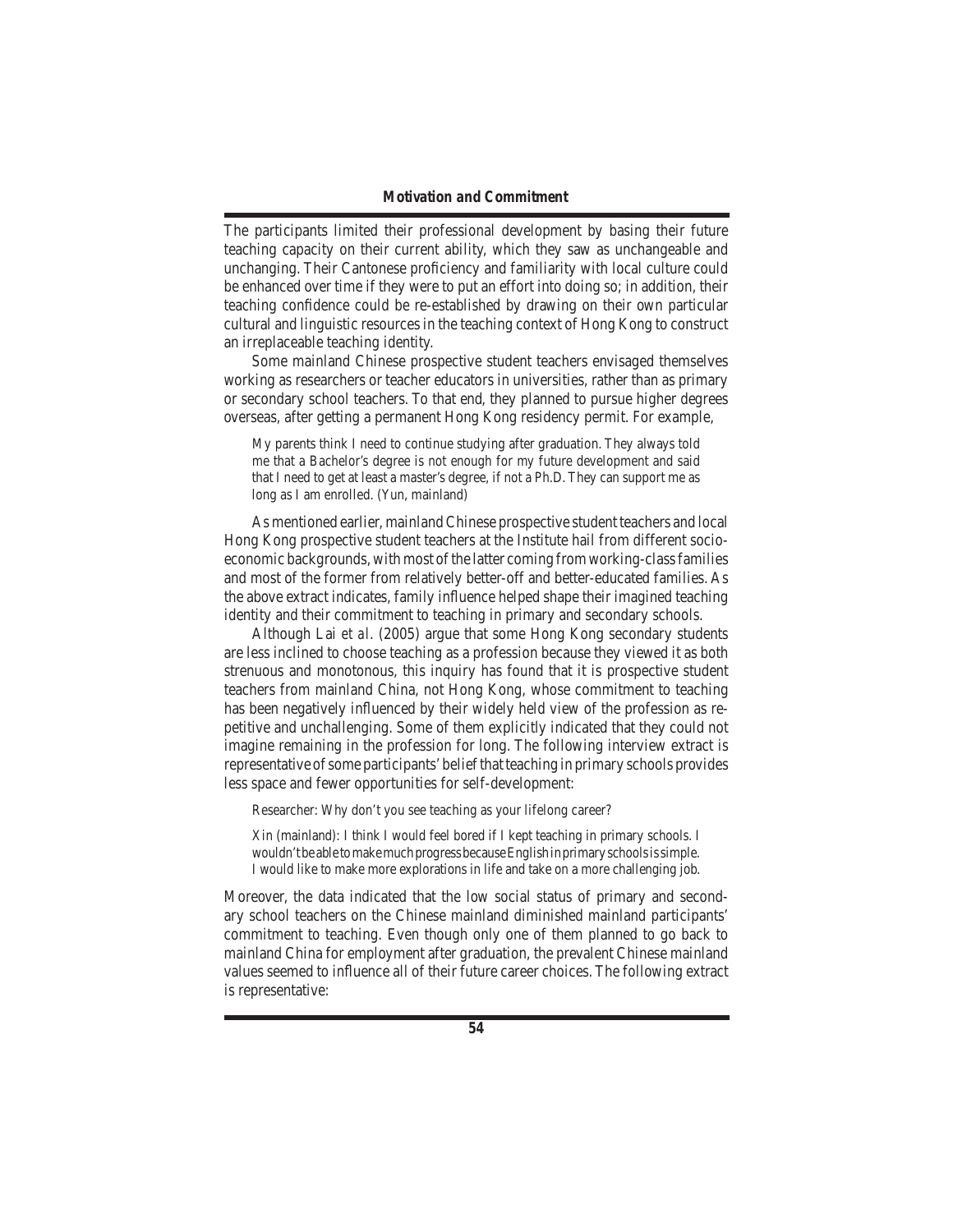The participants limited their professional development by basing their future teaching capacity on their current ability, which they saw as unchangeable and unchanging. Their Cantonese proficiency and familiarity with local culture could be enhanced over time if they were to put an effort into doing so; in addition, their teaching confidence could be re-established by drawing on their own particular cultural and linguistic resources in the teaching context of Hong Kong to construct an irreplaceable teaching identity.

Some mainland Chinese prospective student teachers envisaged themselves working as researchers or teacher educators in universities, rather than as primary or secondary school teachers. To that end, they planned to pursue higher degrees overseas, after getting a permanent Hong Kong residency permit. For example,

> My parents think I need to continue studying after graduation. They always told me that a Bachelor's degree is not enough for my future development and said that I need to get at least a master's degree, if not a Ph.D. They can support me as long as I am enrolled. (Yun, mainland)

As mentioned earlier, mainland Chinese prospective student teachers and local Hong Kong prospective student teachers at the Institute hail from different socio-economic backgrounds, with most of the latter coming from working-class families and most of the former from relatively better-off and better-educated families. As the above extract indicates, family influence helped shape their imagined teaching identity and their commitment to teaching in primary and secondary schools.

Although Lai *et al*. (2005) argue that some Hong Kong secondary students are less inclined to choose teaching as a profession because they viewed it as both strenuous and monotonous, this inquiry has found that it is prospective student teachers from mainland China, not Hong Kong, whose commitment to teaching has been negatively influenced by their widely held view of the profession as repetitive and unchallenging. Some of them explicitly indicated that they could not imagine remaining in the profession for long. The following interview extract is representative of some participants' belief that teaching in primary schools provides less space and fewer opportunities for self-development:

> Researcher: Why don't you see teaching as your lifelong career?
>
> Xin (mainland): I think I would feel bored if I kept teaching in primary schools. I wouldn't be able to make much progress because English in primary schools is simple. I would like to make more explorations in life and take on a more challenging job.

Moreover, the data indicated that the low social status of primary and secondary school teachers on the Chinese mainland diminished mainland participants' commitment to teaching. Even though only one of them planned to go back to mainland China for employment after graduation, the prevalent Chinese mainland values seemed to influence all of their future career choices. The following extract is representative: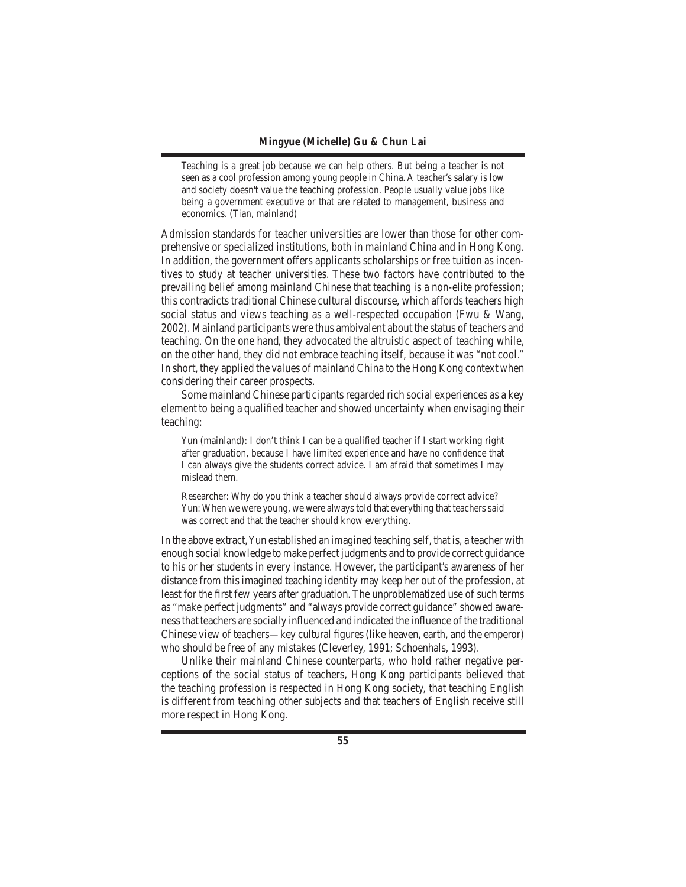> Teaching is a great job because we can help others. But being a teacher is not seen as a cool profession among young people in China. A teacher's salary is low and society doesn't value the teaching profession. People usually value jobs like being a government executive or that are related to management, business and economics. (Tian, mainland)

Admission standards for teacher universities are lower than those for other comprehensive or specialized institutions, both in mainland China and in Hong Kong. In addition, the government offers applicants scholarships or free tuition as incentives to study at teacher universities. These two factors have contributed to the prevailing belief among mainland Chinese that teaching is a non-elite profession; this contradicts traditional Chinese cultural discourse, which affords teachers high social status and views teaching as a well-respected occupation (Fwu & Wang, 2002). Mainland participants were thus ambivalent about the status of teachers and teaching. On the one hand, they advocated the altruistic aspect of teaching while, on the other hand, they did not embrace teaching itself, because it was "not cool." In short, they applied the values of mainland China to the Hong Kong context when considering their career prospects.

Some mainland Chinese participants regarded rich social experiences as a key element to being a qualified teacher and showed uncertainty when envisaging their teaching:

> Yun (mainland): I don't think I can be a qualified teacher if I start working right after graduation, because I have limited experience and have no confidence that I can always give the students correct advice. I am afraid that sometimes I may mislead them.
>
> Researcher: Why do you think a teacher should always provide correct advice?
> Yun: When we were young, we were always told that everything that teachers said was correct and that the teacher should know everything.

In the above extract, Yun established an imagined teaching self, that is, a teacher with enough social knowledge to make perfect judgments and to provide correct guidance to his or her students in every instance. However, the participant's awareness of her distance from this imagined teaching identity may keep her out of the profession, at least for the first few years after graduation. The unproblematized use of such terms as "make perfect judgments" and "always provide correct guidance" showed awareness that teachers are socially influenced and indicated the influence of the traditional Chinese view of teachers—key cultural figures (like heaven, earth, and the emperor) who should be free of any mistakes (Cleverley, 1991; Schoenhals, 1993).

Unlike their mainland Chinese counterparts, who hold rather negative perceptions of the social status of teachers, Hong Kong participants believed that the teaching profession is respected in Hong Kong society, that teaching English is different from teaching other subjects and that teachers of English receive still more respect in Hong Kong.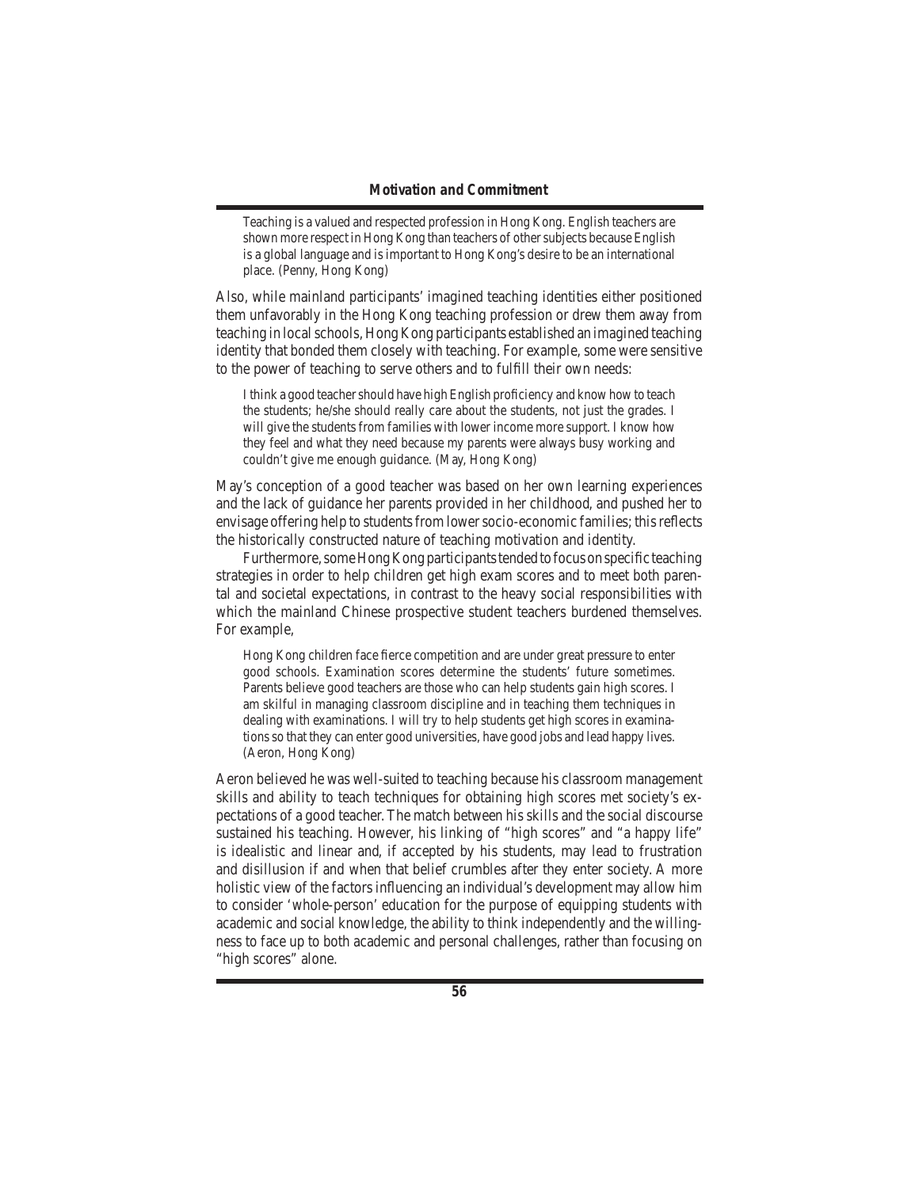> Teaching is a valued and respected profession in Hong Kong. English teachers are shown more respect in Hong Kong than teachers of other subjects because English is a global language and is important to Hong Kong's desire to be an international place. (Penny, Hong Kong)

Also, while mainland participants' imagined teaching identities either positioned them unfavorably in the Hong Kong teaching profession or drew them away from teaching in local schools, Hong Kong participants established an imagined teaching identity that bonded them closely with teaching. For example, some were sensitive to the power of teaching to serve others and to fulfill their own needs:

> I think a good teacher should have high English proficiency and know how to teach the students; he/she should really care about the students, not just the grades. I will give the students from families with lower income more support. I know how they feel and what they need because my parents were always busy working and couldn't give me enough guidance. (May, Hong Kong)

May's conception of a good teacher was based on her own learning experiences and the lack of guidance her parents provided in her childhood, and pushed her to envisage offering help to students from lower socio-economic families; this reflects the historically constructed nature of teaching motivation and identity.

Furthermore, some Hong Kong participants tended to focus on specific teaching strategies in order to help children get high exam scores and to meet both parental and societal expectations, in contrast to the heavy social responsibilities with which the mainland Chinese prospective student teachers burdened themselves. For example,

> Hong Kong children face fierce competition and are under great pressure to enter good schools. Examination scores determine the students' future sometimes. Parents believe good teachers are those who can help students gain high scores. I am skilful in managing classroom discipline and in teaching them techniques in dealing with examinations. I will try to help students get high scores in examinations so that they can enter good universities, have good jobs and lead happy lives. (Aeron, Hong Kong)

Aeron believed he was well-suited to teaching because his classroom management skills and ability to teach techniques for obtaining high scores met society's expectations of a good teacher. The match between his skills and the social discourse sustained his teaching. However, his linking of "high scores" and "a happy life" is idealistic and linear and, if accepted by his students, may lead to frustration and disillusion if and when that belief crumbles after they enter society. A more holistic view of the factors influencing an individual's development may allow him to consider 'whole-person' education for the purpose of equipping students with academic and social knowledge, the ability to think independently and the willingness to face up to both academic and personal challenges, rather than focusing on "high scores" alone.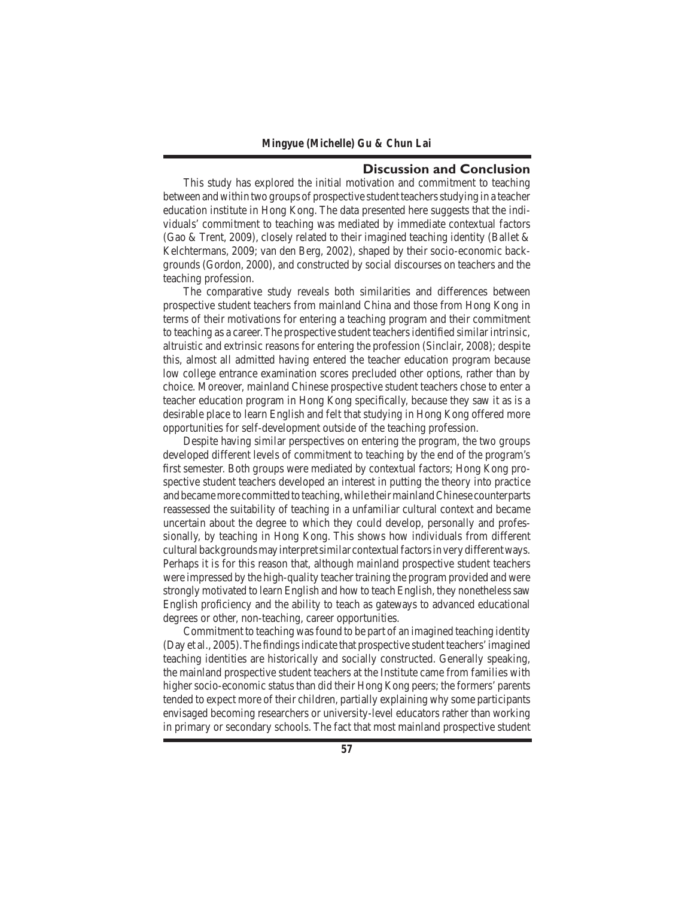## Discussion and Conclusion

This study has explored the initial motivation and commitment to teaching between and within two groups of prospective student teachers studying in a teacher education institute in Hong Kong. The data presented here suggests that the individuals' commitment to teaching was mediated by immediate contextual factors (Gao & Trent, 2009), closely related to their imagined teaching identity (Ballet & Kelchtermans, 2009; van den Berg, 2002), shaped by their socio-economic backgrounds (Gordon, 2000), and constructed by social discourses on teachers and the teaching profession.

The comparative study reveals both similarities and differences between prospective student teachers from mainland China and those from Hong Kong in terms of their motivations for entering a teaching program and their commitment to teaching as a career. The prospective student teachers identified similar intrinsic, altruistic and extrinsic reasons for entering the profession (Sinclair, 2008); despite this, almost all admitted having entered the teacher education program because low college entrance examination scores precluded other options, rather than by choice. Moreover, mainland Chinese prospective student teachers chose to enter a teacher education program in Hong Kong specifically, because they saw it as is a desirable place to learn English and felt that studying in Hong Kong offered more opportunities for self-development outside of the teaching profession.

Despite having similar perspectives on entering the program, the two groups developed different levels of commitment to teaching by the end of the program's first semester. Both groups were mediated by contextual factors; Hong Kong prospective student teachers developed an interest in putting the theory into practice and became more committed to teaching, while their mainland Chinese counterparts reassessed the suitability of teaching in a unfamiliar cultural context and became uncertain about the degree to which they could develop, personally and professionally, by teaching in Hong Kong. This shows how individuals from different cultural backgrounds may interpret similar contextual factors in very different ways. Perhaps it is for this reason that, although mainland prospective student teachers were impressed by the high-quality teacher training the program provided and were strongly motivated to learn English and how to teach English, they nonetheless saw English proficiency and the ability to teach as gateways to advanced educational degrees or other, non-teaching, career opportunities.

Commitment to teaching was found to be part of an imagined teaching identity (Day et al., 2005). The findings indicate that prospective student teachers' imagined teaching identities are historically and socially constructed. Generally speaking, the mainland prospective student teachers at the Institute came from families with higher socio-economic status than did their Hong Kong peers; the formers' parents tended to expect more of their children, partially explaining why some participants envisaged becoming researchers or university-level educators rather than working in primary or secondary schools. The fact that most mainland prospective student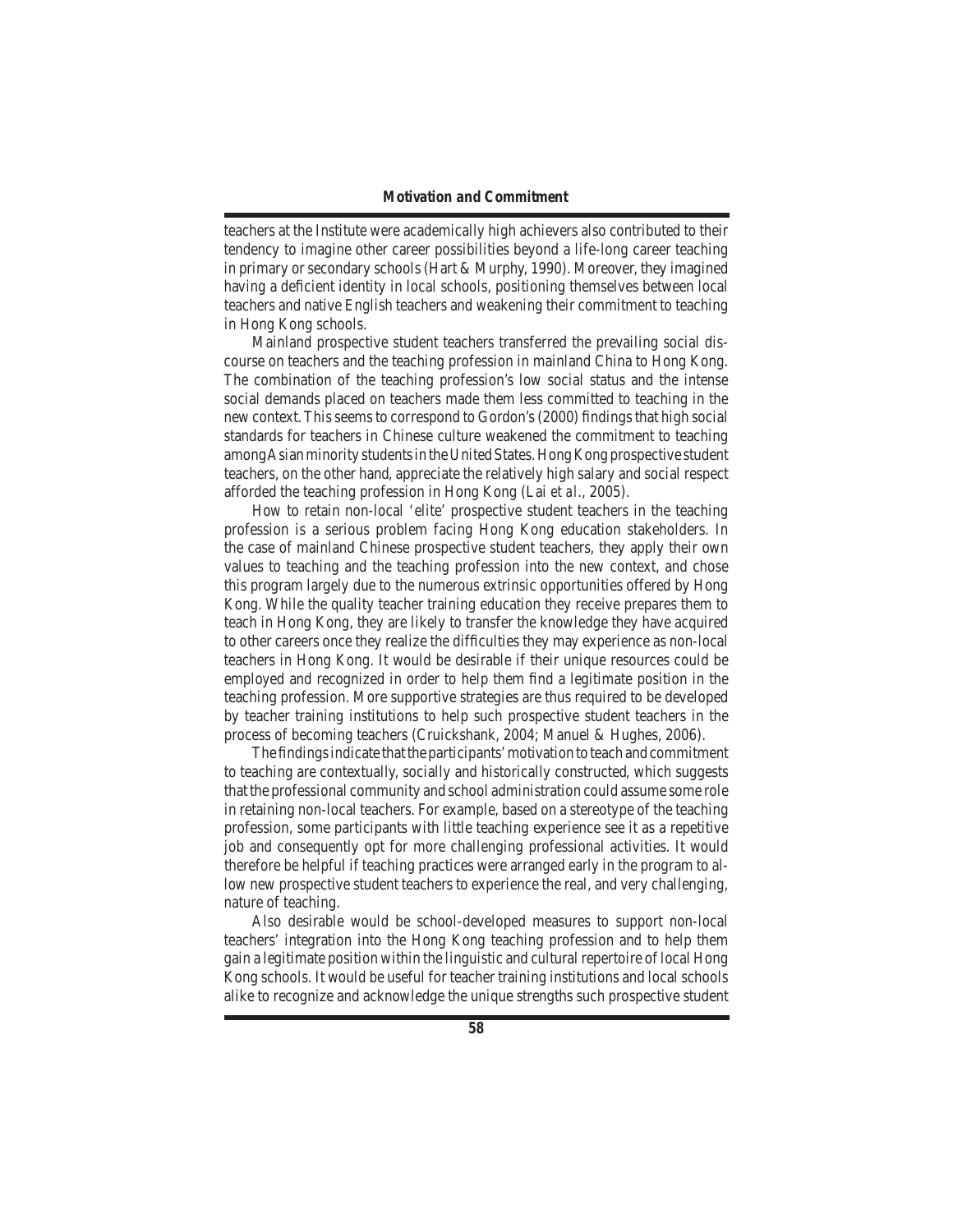teachers at the Institute were academically high achievers also contributed to their tendency to imagine other career possibilities beyond a life-long career teaching in primary or secondary schools (Hart & Murphy, 1990). Moreover, they imagined having a deficient identity in local schools, positioning themselves between local teachers and native English teachers and weakening their commitment to teaching in Hong Kong schools.

Mainland prospective student teachers transferred the prevailing social discourse on teachers and the teaching profession in mainland China to Hong Kong. The combination of the teaching profession's low social status and the intense social demands placed on teachers made them less committed to teaching in the new context. This seems to correspond to Gordon's (2000) findings that high social standards for teachers in Chinese culture weakened the commitment to teaching among Asian minority students in the United States. Hong Kong prospective student teachers, on the other hand, appreciate the relatively high salary and social respect afforded the teaching profession in Hong Kong (Lai *et al*., 2005).

How to retain non-local 'elite' prospective student teachers in the teaching profession is a serious problem facing Hong Kong education stakeholders. In the case of mainland Chinese prospective student teachers, they apply their own values to teaching and the teaching profession into the new context, and chose this program largely due to the numerous extrinsic opportunities offered by Hong Kong. While the quality teacher training education they receive prepares them to teach in Hong Kong, they are likely to transfer the knowledge they have acquired to other careers once they realize the difficulties they may experience as non-local teachers in Hong Kong. It would be desirable if their unique resources could be employed and recognized in order to help them find a legitimate position in the teaching profession. More supportive strategies are thus required to be developed by teacher training institutions to help such prospective student teachers in the process of becoming teachers (Cruickshank, 2004; Manuel & Hughes, 2006).

The findings indicate that the participants' motivation to teach and commitment to teaching are contextually, socially and historically constructed, which suggests that the professional community and school administration could assume some role in retaining non-local teachers. For example, based on a stereotype of the teaching profession, some participants with little teaching experience see it as a repetitive job and consequently opt for more challenging professional activities. It would therefore be helpful if teaching practices were arranged early in the program to allow new prospective student teachers to experience the real, and very challenging, nature of teaching.

Also desirable would be school-developed measures to support non-local teachers' integration into the Hong Kong teaching profession and to help them gain a legitimate position within the linguistic and cultural repertoire of local Hong Kong schools. It would be useful for teacher training institutions and local schools alike to recognize and acknowledge the unique strengths such prospective student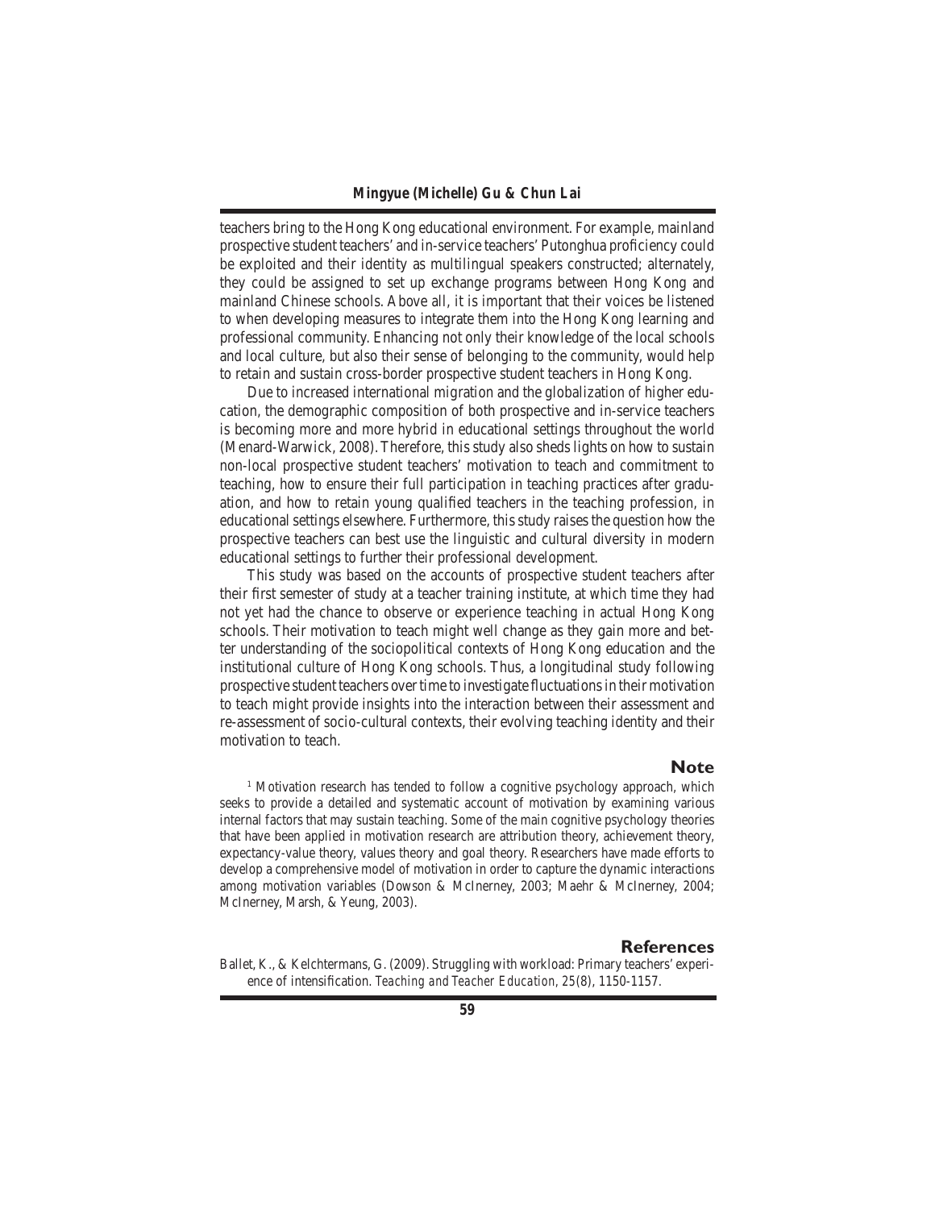teachers bring to the Hong Kong educational environment. For example, mainland prospective student teachers' and in-service teachers' Putonghua proficiency could be exploited and their identity as multilingual speakers constructed; alternately, they could be assigned to set up exchange programs between Hong Kong and mainland Chinese schools. Above all, it is important that their voices be listened to when developing measures to integrate them into the Hong Kong learning and professional community. Enhancing not only their knowledge of the local schools and local culture, but also their sense of belonging to the community, would help to retain and sustain cross-border prospective student teachers in Hong Kong.

Due to increased international migration and the globalization of higher education, the demographic composition of both prospective and in-service teachers is becoming more and more hybrid in educational settings throughout the world (Menard-Warwick, 2008). Therefore, this study also sheds lights on how to sustain non-local prospective student teachers' motivation to teach and commitment to teaching, how to ensure their full participation in teaching practices after graduation, and how to retain young qualified teachers in the teaching profession, in educational settings elsewhere. Furthermore, this study raises the question how the prospective teachers can best use the linguistic and cultural diversity in modern educational settings to further their professional development.

This study was based on the accounts of prospective student teachers after their first semester of study at a teacher training institute, at which time they had not yet had the chance to observe or experience teaching in actual Hong Kong schools. Their motivation to teach might well change as they gain more and better understanding of the sociopolitical contexts of Hong Kong education and the institutional culture of Hong Kong schools. Thus, a longitudinal study following prospective student teachers over time to investigate fluctuations in their motivation to teach might provide insights into the interaction between their assessment and re-assessment of socio-cultural contexts, their evolving teaching identity and their motivation to teach.

## Note

[1] Motivation research has tended to follow a cognitive psychology approach, which seeks to provide a detailed and systematic account of motivation by examining various internal factors that may sustain teaching. Some of the main cognitive psychology theories that have been applied in motivation research are attribution theory, achievement theory, expectancy-value theory, values theory and goal theory. Researchers have made efforts to develop a comprehensive model of motivation in order to capture the dynamic interactions among motivation variables (Dowson & McInerney, 2003; Maehr & McInerney, 2004; McInerney, Marsh, & Yeung, 2003).

## References

Ballet, K., & Kelchtermans, G. (2009). Struggling with workload: Primary teachers' experience of intensification. *Teaching and Teacher Education*, *25*(8), 1150-1157.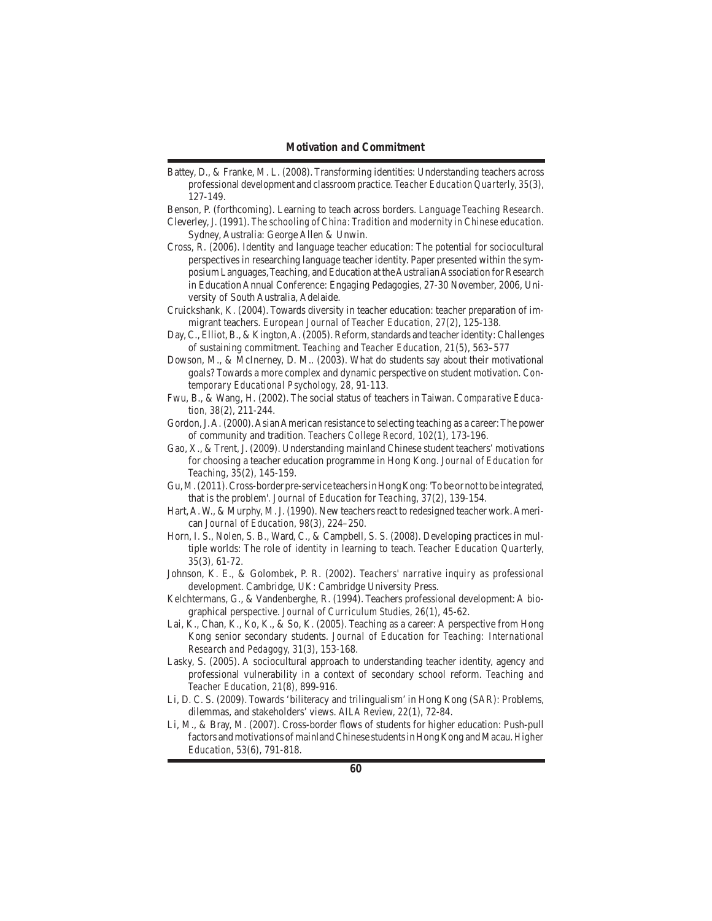Battey, D., & Franke, M. L. (2008). Transforming identities: Understanding teachers across professional development and classroom practice. *Teacher Education Quarterly, 35*(3), 127-149.

Benson, P. (forthcoming). Learning to teach across borders. *Language Teaching Research*.

Cleverley, J. (1991). *The schooling of China: Tradition and modernity in Chinese education*. Sydney, Australia: George Allen & Unwin.

Cross, R. (2006). Identity and language teacher education: The potential for sociocultural perspectives in researching language teacher identity. Paper presented within the symposium Languages, Teaching, and Education at the Australian Association for Research in Education Annual Conference: Engaging Pedagogies, 27-30 November, 2006, University of South Australia, Adelaide.

Cruickshank, K. (2004). Towards diversity in teacher education: teacher preparation of immigrant teachers. *European Journal of Teacher Education, 27*(2), 125-138.

Day, C., Elliot, B., & Kington, A. (2005). Reform, standards and teacher identity: Challenges of sustaining commitment. *Teaching and Teacher Education, 21*(5), 563–577

Dowson, M., & McInerney, D. M.. (2003). What do students say about their motivational goals? Towards a more complex and dynamic perspective on student motivation. *Contemporary Educational Psychology, 28*, 91-113.

Fwu, B., & Wang, H. (2002). The social status of teachers in Taiwan. *Comparative Education, 38*(2), 211-244.

Gordon, J. A. (2000). Asian American resistance to selecting teaching as a career: The power of community and tradition. *Teachers College Record, 102*(1), 173-196.

Gao, X., & Trent, J. (2009). Understanding mainland Chinese student teachers' motivations for choosing a teacher education programme in Hong Kong. *Journal of Education for Teaching, 35*(2), 145-159.

Gu, M. (2011). Cross-border pre-service teachers in Hong Kong: 'To be or not to be integrated, that is the problem'. *Journal of Education for Teaching, 37*(2), 139-154.

Hart, A. W., & Murphy, M. J. (1990). New teachers react to redesigned teacher work. *American Journal of Education, 98*(3), 224–250.

Horn, I. S., Nolen, S. B., Ward, C., & Campbell, S. S. (2008). Developing practices in multiple worlds: The role of identity in learning to teach. *Teacher Education Quarterly, 35*(3), 61-72.

Johnson, K. E., & Golombek, P. R. (2002). *Teachers' narrative inquiry as professional development*. Cambridge, UK: Cambridge University Press.

Kelchtermans, G., & Vandenberghe, R. (1994). Teachers professional development: A biographical perspective. *Journal of Curriculum Studies, 26*(1), 45-62.

Lai, K., Chan, K., Ko, K., & So, K. (2005). Teaching as a career: A perspective from Hong Kong senior secondary students. *Journal of Education for Teaching: International Research and Pedagogy, 31*(3), 153-168.

Lasky, S. (2005). A sociocultural approach to understanding teacher identity, agency and professional vulnerability in a context of secondary school reform. *Teaching and Teacher Education, 21*(8), 899-916.

Li, D. C. S. (2009). Towards 'biliteracy and trilingualism' in Hong Kong (SAR): Problems, dilemmas, and stakeholders' views. *AILA Review, 22*(1), 72-84.

Li, M., & Bray, M. (2007). Cross-border flows of students for higher education: Push-pull factors and motivations of mainland Chinese students in Hong Kong and Macau. *Higher Education, 53*(6), 791-818.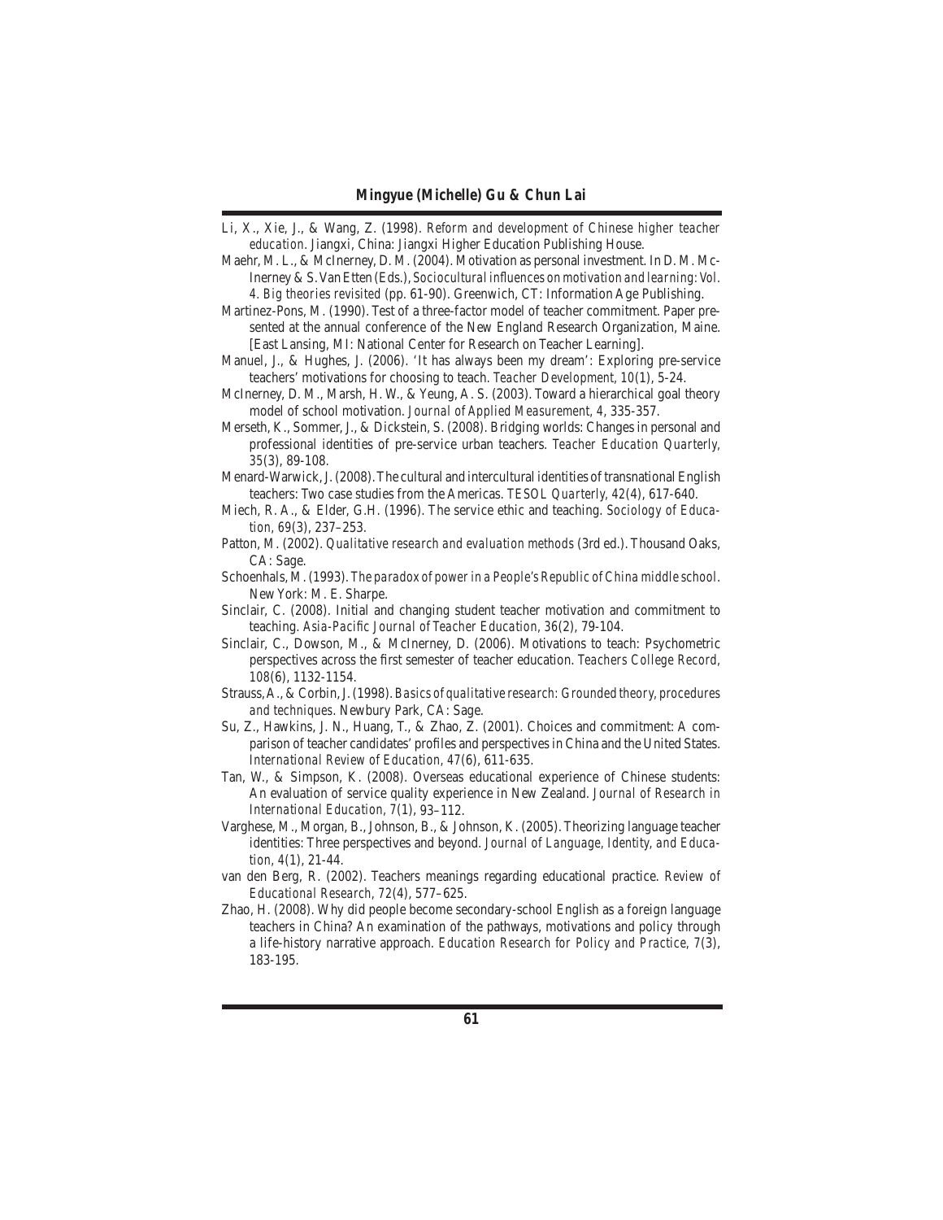Li, X., Xie, J., & Wang, Z. (1998). *Reform and development of Chinese higher teacher education*. Jiangxi, China: Jiangxi Higher Education Publishing House.

Maehr, M. L., & McInerney, D. M. (2004). Motivation as personal investment. In D. M. McInerney & S. Van Etten (Eds.), *Sociocultural influences on motivation and learning: Vol. 4. Big theories revisited* (pp. 61-90). Greenwich, CT: Information Age Publishing.

Martinez-Pons, M. (1990). Test of a three-factor model of teacher commitment. Paper presented at the annual conference of the New England Research Organization, Maine. [East Lansing, MI: National Center for Research on Teacher Learning].

Manuel, J., & Hughes, J. (2006). 'It has always been my dream': Exploring pre-service teachers' motivations for choosing to teach. *Teacher Development, 10*(1), 5-24.

McInerney, D. M., Marsh, H. W., & Yeung, A. S. (2003). Toward a hierarchical goal theory model of school motivation. *Journal of Applied Measurement, 4*, 335-357.

Merseth, K., Sommer, J., & Dickstein, S. (2008). Bridging worlds: Changes in personal and professional identities of pre-service urban teachers. *Teacher Education Quarterly, 35*(3), 89-108.

Menard-Warwick, J. (2008). The cultural and intercultural identities of transnational English teachers: Two case studies from the Americas. *TESOL Quarterly, 42*(4), 617-640.

Miech, R. A., & Elder, G.H. (1996). The service ethic and teaching. *Sociology of Education, 69*(3), 237–253.

Patton, M. (2002). *Qualitative research and evaluation methods* (3rd ed.). Thousand Oaks, CA: Sage.

Schoenhals, M. (1993). *The paradox of power in a People's Republic of China middle school*. New York: M. E. Sharpe.

Sinclair, C. (2008). Initial and changing student teacher motivation and commitment to teaching. *Asia-Pacific Journal of Teacher Education, 36*(2), 79-104.

Sinclair, C., Dowson, M., & McInerney, D. (2006). Motivations to teach: Psychometric perspectives across the first semester of teacher education. *Teachers College Record, 108*(6), 1132-1154.

Strauss, A., & Corbin, J. (1998). *Basics of qualitative research: Grounded theory, procedures and techniques*. Newbury Park, CA: Sage.

Su, Z., Hawkins, J. N., Huang, T., & Zhao, Z. (2001). Choices and commitment: A comparison of teacher candidates' profiles and perspectives in China and the United States. *International Review of Education, 47*(6), 611-635.

Tan, W., & Simpson, K. (2008). Overseas educational experience of Chinese students: An evaluation of service quality experience in New Zealand. *Journal of Research in International Education, 7*(1), 93–112.

Varghese, M., Morgan, B., Johnson, B., & Johnson, K. (2005). Theorizing language teacher identities: Three perspectives and beyond. *Journal of Language, Identity, and Education, 4*(1), 21-44.

van den Berg, R. (2002). Teachers meanings regarding educational practice. *Review of Educational Research, 72*(4), 577–625.

Zhao, H. (2008). Why did people become secondary-school English as a foreign language teachers in China? An examination of the pathways, motivations and policy through a life-history narrative approach. *Education Research for Policy and Practice, 7*(3), 183-195.